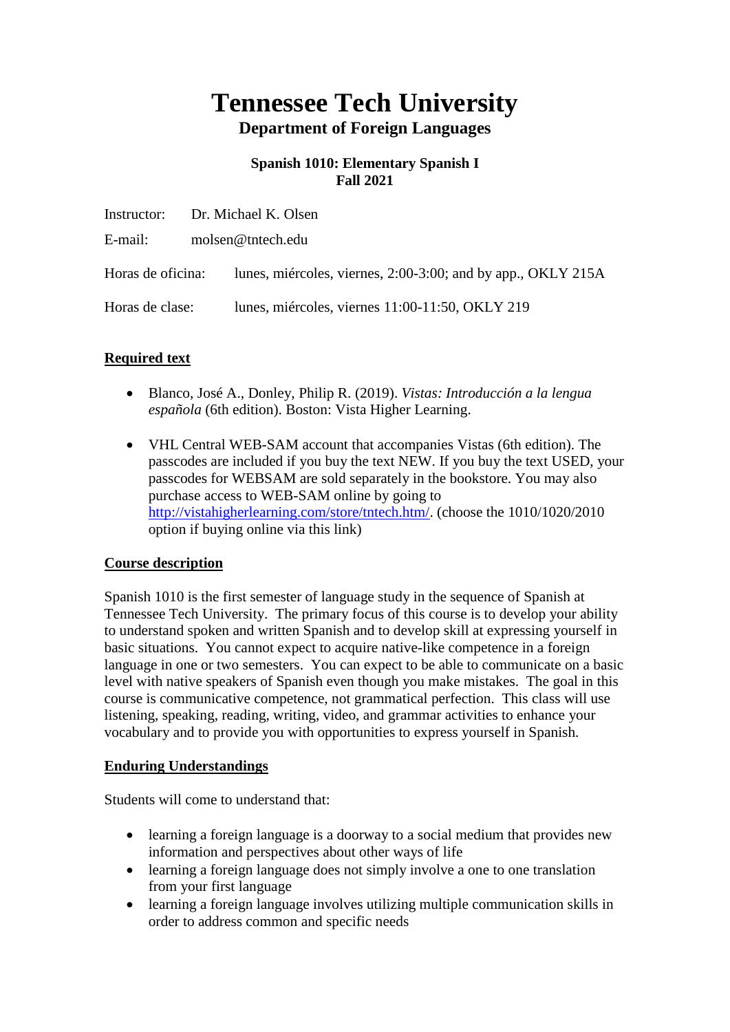# Tennessee Tech University

## Department of Foreign Languages

**Spanish 1010: Elementary Spanish I**
**Fall 2021**

Instructor: Dr. Michael K. Olsen

E-mail: molsen@tntech.edu

Horas de oficina: lunes, miércoles, viernes, 2:00-3:00; and by app., OKLY 215A

Horas de clase: lunes, miércoles, viernes 11:00-11:50, OKLY 219

### Required text

- Blanco, José A., Donley, Philip R. (2019). *Vistas: Introducción a la lengua española* (6th edition). Boston: Vista Higher Learning.
- VHL Central WEB-SAM account that accompanies Vistas (6th edition). The passcodes are included if you buy the text NEW. If you buy the text USED, your passcodes for WEBSAM are sold separately in the bookstore. You may also purchase access to WEB-SAM online by going to http://vistahigherlearning.com/store/tntech.htm/. (choose the 1010/1020/2010 option if buying online via this link)

### Course description

Spanish 1010 is the first semester of language study in the sequence of Spanish at Tennessee Tech University. The primary focus of this course is to develop your ability to understand spoken and written Spanish and to develop skill at expressing yourself in basic situations. You cannot expect to acquire native-like competence in a foreign language in one or two semesters. You can expect to be able to communicate on a basic level with native speakers of Spanish even though you make mistakes. The goal in this course is communicative competence, not grammatical perfection. This class will use listening, speaking, reading, writing, video, and grammar activities to enhance your vocabulary and to provide you with opportunities to express yourself in Spanish.

### Enduring Understandings

Students will come to understand that:

- learning a foreign language is a doorway to a social medium that provides new information and perspectives about other ways of life
- learning a foreign language does not simply involve a one to one translation from your first language
- learning a foreign language involves utilizing multiple communication skills in order to address common and specific needs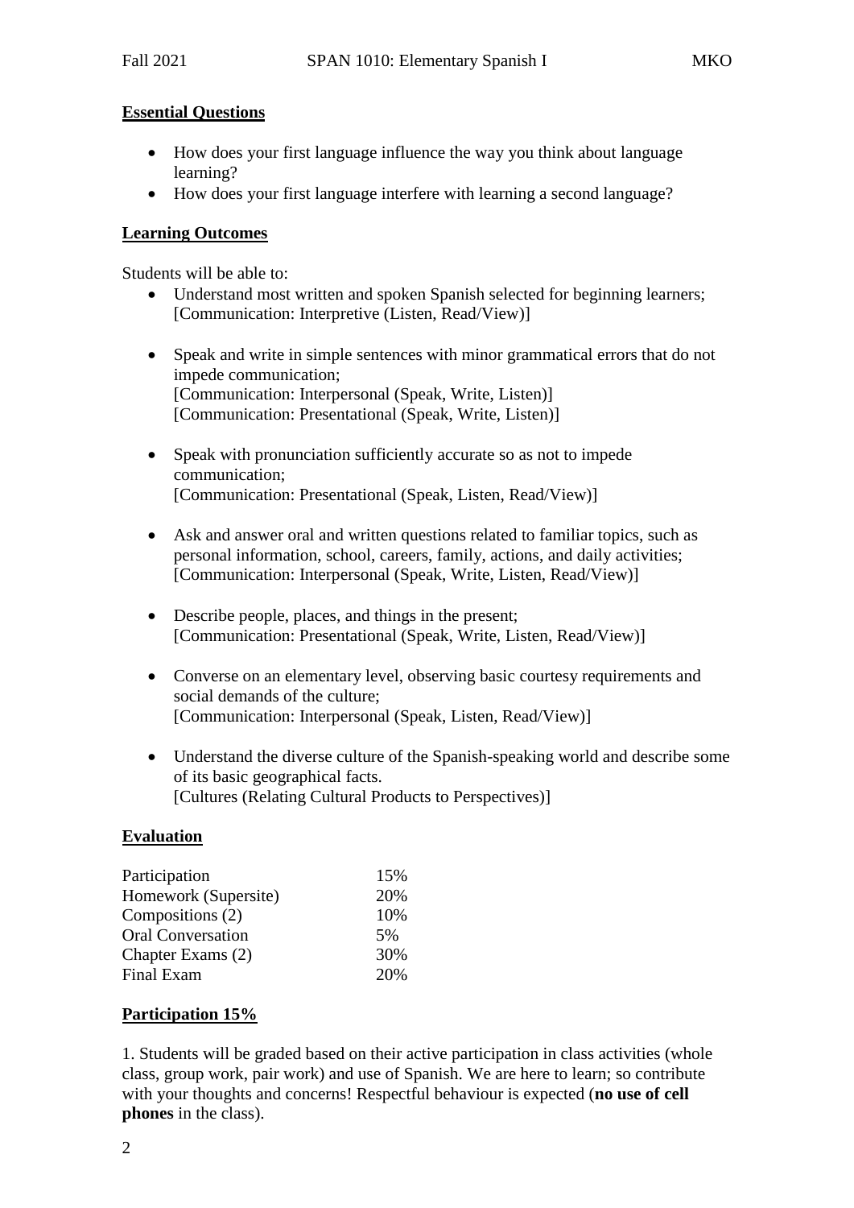**Essential Questions**

- How does your first language influence the way you think about language learning?
- How does your first language interfere with learning a second language?

**Learning Outcomes**

Students will be able to:

- Understand most written and spoken Spanish selected for beginning learners; [Communication: Interpretive (Listen, Read/View)]

- Speak and write in simple sentences with minor grammatical errors that do not impede communication;
  [Communication: Interpersonal (Speak, Write, Listen)]
  [Communication: Presentational (Speak, Write, Listen)]

- Speak with pronunciation sufficiently accurate so as not to impede communication;
  [Communication: Presentational (Speak, Listen, Read/View)]

- Ask and answer oral and written questions related to familiar topics, such as personal information, school, careers, family, actions, and daily activities;
  [Communication: Interpersonal (Speak, Write, Listen, Read/View)]

- Describe people, places, and things in the present;
  [Communication: Presentational (Speak, Write, Listen, Read/View)]

- Converse on an elementary level, observing basic courtesy requirements and social demands of the culture;
  [Communication: Interpersonal (Speak, Listen, Read/View)]

- Understand the diverse culture of the Spanish-speaking world and describe some of its basic geographical facts.
  [Cultures (Relating Cultural Products to Perspectives)]

**Evaluation**

| | |
|---|---|
| Participation | 15% |
| Homework (Supersite) | 20% |
| Compositions (2) | 10% |
| Oral Conversation | 5% |
| Chapter Exams (2) | 30% |
| Final Exam | 20% |

**Participation 15%**

1. Students will be graded based on their active participation in class activities (whole class, group work, pair work) and use of Spanish. We are here to learn; so contribute with your thoughts and concerns! Respectful behaviour is expected (**no use of cell phones** in the class).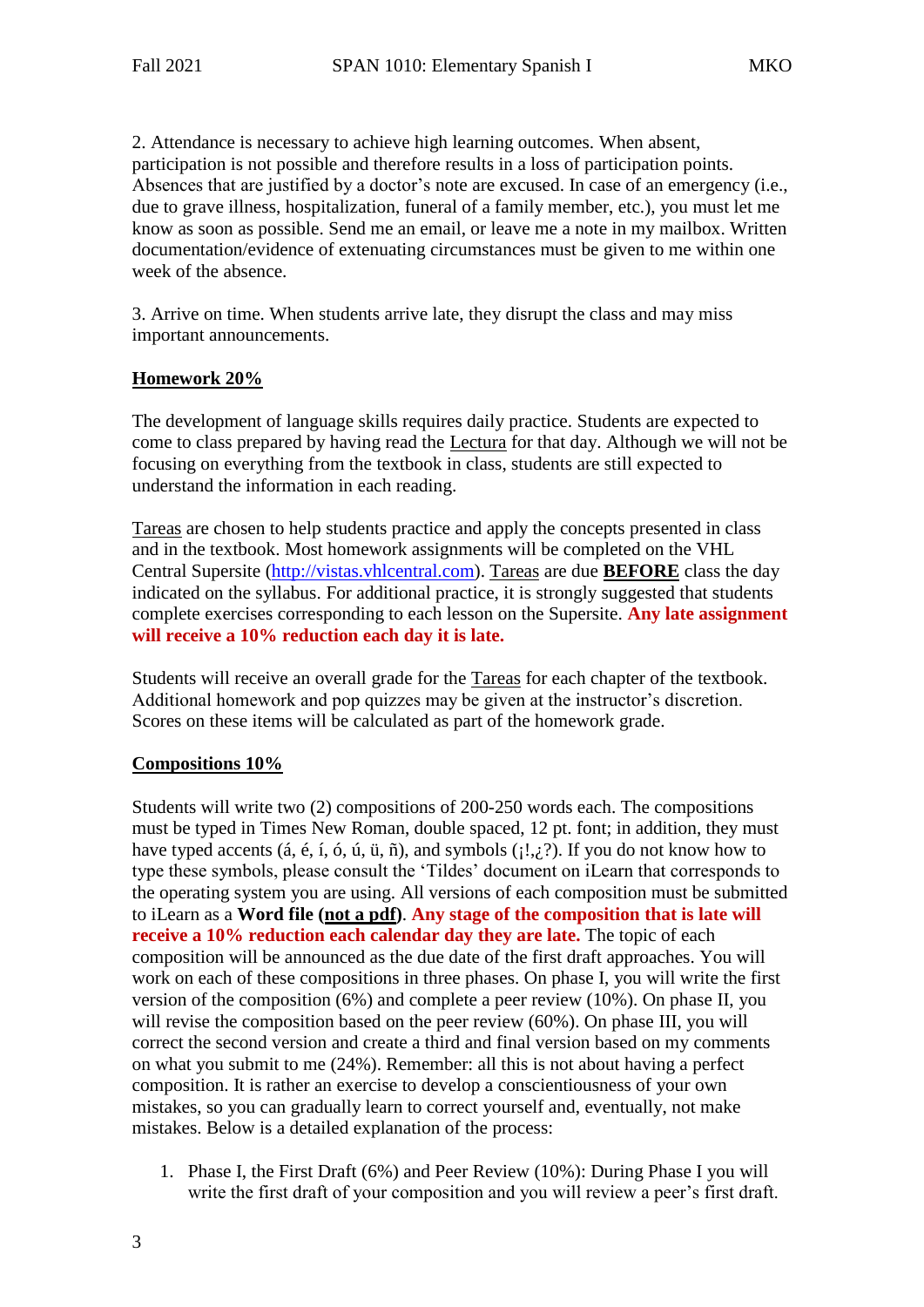2. Attendance is necessary to achieve high learning outcomes. When absent, participation is not possible and therefore results in a loss of participation points. Absences that are justified by a doctor's note are excused. In case of an emergency (i.e., due to grave illness, hospitalization, funeral of a family member, etc.), you must let me know as soon as possible. Send me an email, or leave me a note in my mailbox. Written documentation/evidence of extenuating circumstances must be given to me within one week of the absence.

3. Arrive on time. When students arrive late, they disrupt the class and may miss important announcements.

**Homework 20%**

The development of language skills requires daily practice. Students are expected to come to class prepared by having read the Lectura for that day. Although we will not be focusing on everything from the textbook in class, students are still expected to understand the information in each reading.

Tareas are chosen to help students practice and apply the concepts presented in class and in the textbook. Most homework assignments will be completed on the VHL Central Supersite (http://vistas.vhlcentral.com). Tareas are due **BEFORE** class the day indicated on the syllabus. For additional practice, it is strongly suggested that students complete exercises corresponding to each lesson on the Supersite. **Any late assignment will receive a 10% reduction each day it is late.**

Students will receive an overall grade for the Tareas for each chapter of the textbook. Additional homework and pop quizzes may be given at the instructor's discretion. Scores on these items will be calculated as part of the homework grade.

**Compositions 10%**

Students will write two (2) compositions of 200-250 words each. The compositions must be typed in Times New Roman, double spaced, 12 pt. font; in addition, they must have typed accents (á, é, í, ó, ú, ü, ñ), and symbols (¡!,¿?). If you do not know how to type these symbols, please consult the 'Tildes' document on iLearn that corresponds to the operating system you are using. All versions of each composition must be submitted to iLearn as a **Word file (not a pdf)**. **Any stage of the composition that is late will receive a 10% reduction each calendar day they are late.** The topic of each composition will be announced as the due date of the first draft approaches. You will work on each of these compositions in three phases. On phase I, you will write the first version of the composition (6%) and complete a peer review (10%). On phase II, you will revise the composition based on the peer review (60%). On phase III, you will correct the second version and create a third and final version based on my comments on what you submit to me (24%). Remember: all this is not about having a perfect composition. It is rather an exercise to develop a conscientiousness of your own mistakes, so you can gradually learn to correct yourself and, eventually, not make mistakes. Below is a detailed explanation of the process:

1. Phase I, the First Draft (6%) and Peer Review (10%): During Phase I you will write the first draft of your composition and you will review a peer's first draft.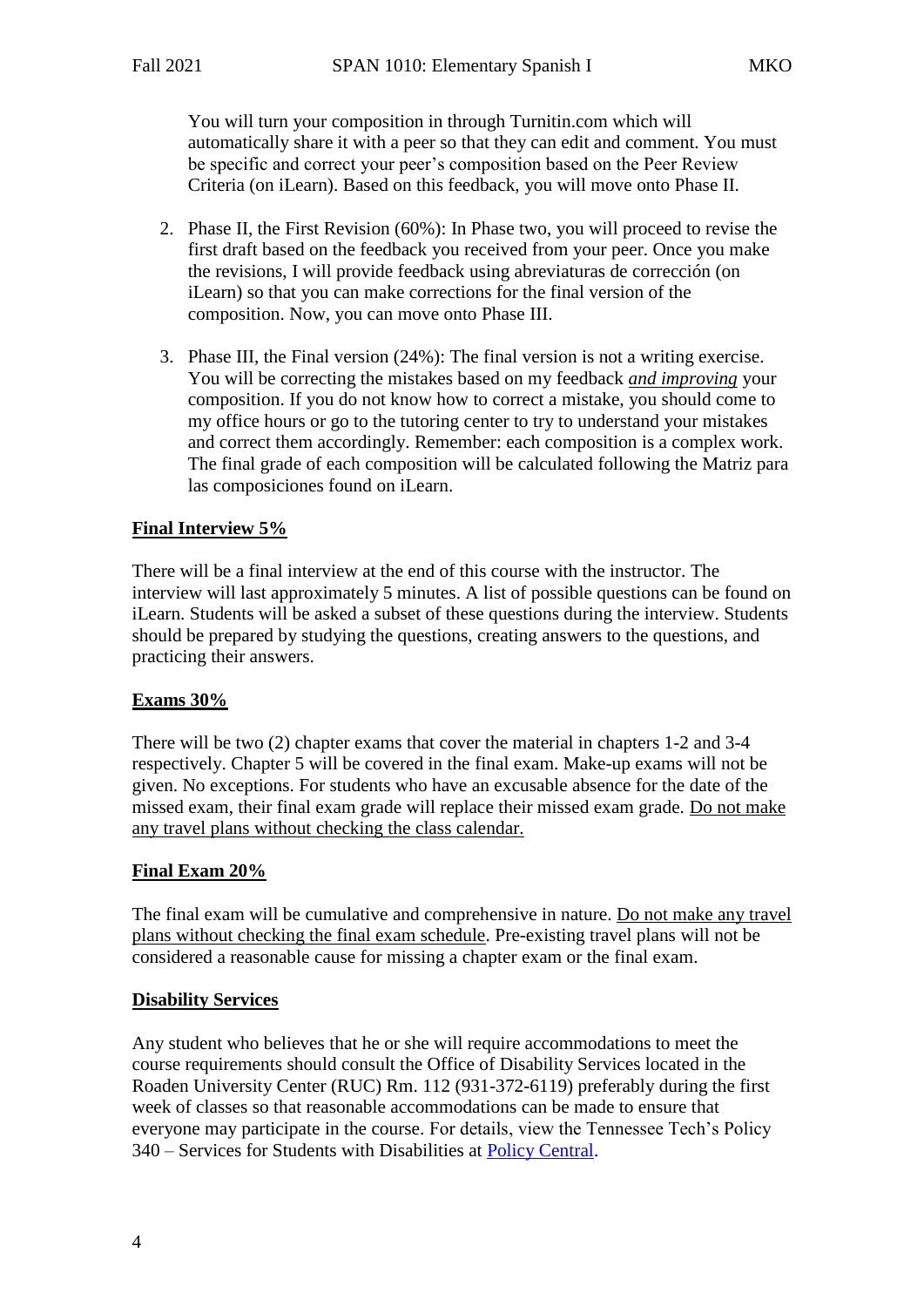You will turn your composition in through Turnitin.com which will automatically share it with a peer so that they can edit and comment. You must be specific and correct your peer's composition based on the Peer Review Criteria (on iLearn). Based on this feedback, you will move onto Phase II.

2. Phase II, the First Revision (60%): In Phase two, you will proceed to revise the first draft based on the feedback you received from your peer. Once you make the revisions, I will provide feedback using abreviaturas de corrección (on iLearn) so that you can make corrections for the final version of the composition. Now, you can move onto Phase III.

3. Phase III, the Final version (24%): The final version is not a writing exercise. You will be correcting the mistakes based on my feedback ***and improving*** your composition. If you do not know how to correct a mistake, you should come to my office hours or go to the tutoring center to try to understand your mistakes and correct them accordingly. Remember: each composition is a complex work. The final grade of each composition will be calculated following the Matriz para las composiciones found on iLearn.

**Final Interview 5%**

There will be a final interview at the end of this course with the instructor. The interview will last approximately 5 minutes. A list of possible questions can be found on iLearn. Students will be asked a subset of these questions during the interview. Students should be prepared by studying the questions, creating answers to the questions, and practicing their answers.

**Exams 30%**

There will be two (2) chapter exams that cover the material in chapters 1-2 and 3-4 respectively. Chapter 5 will be covered in the final exam. Make-up exams will not be given. No exceptions. For students who have an excusable absence for the date of the missed exam, their final exam grade will replace their missed exam grade. Do not make any travel plans without checking the class calendar.

**Final Exam 20%**

The final exam will be cumulative and comprehensive in nature. Do not make any travel plans without checking the final exam schedule. Pre-existing travel plans will not be considered a reasonable cause for missing a chapter exam or the final exam.

**Disability Services**

Any student who believes that he or she will require accommodations to meet the course requirements should consult the Office of Disability Services located in the Roaden University Center (RUC) Rm. 112 (931-372-6119) preferably during the first week of classes so that reasonable accommodations can be made to ensure that everyone may participate in the course. For details, view the Tennessee Tech's Policy 340 – Services for Students with Disabilities at Policy Central.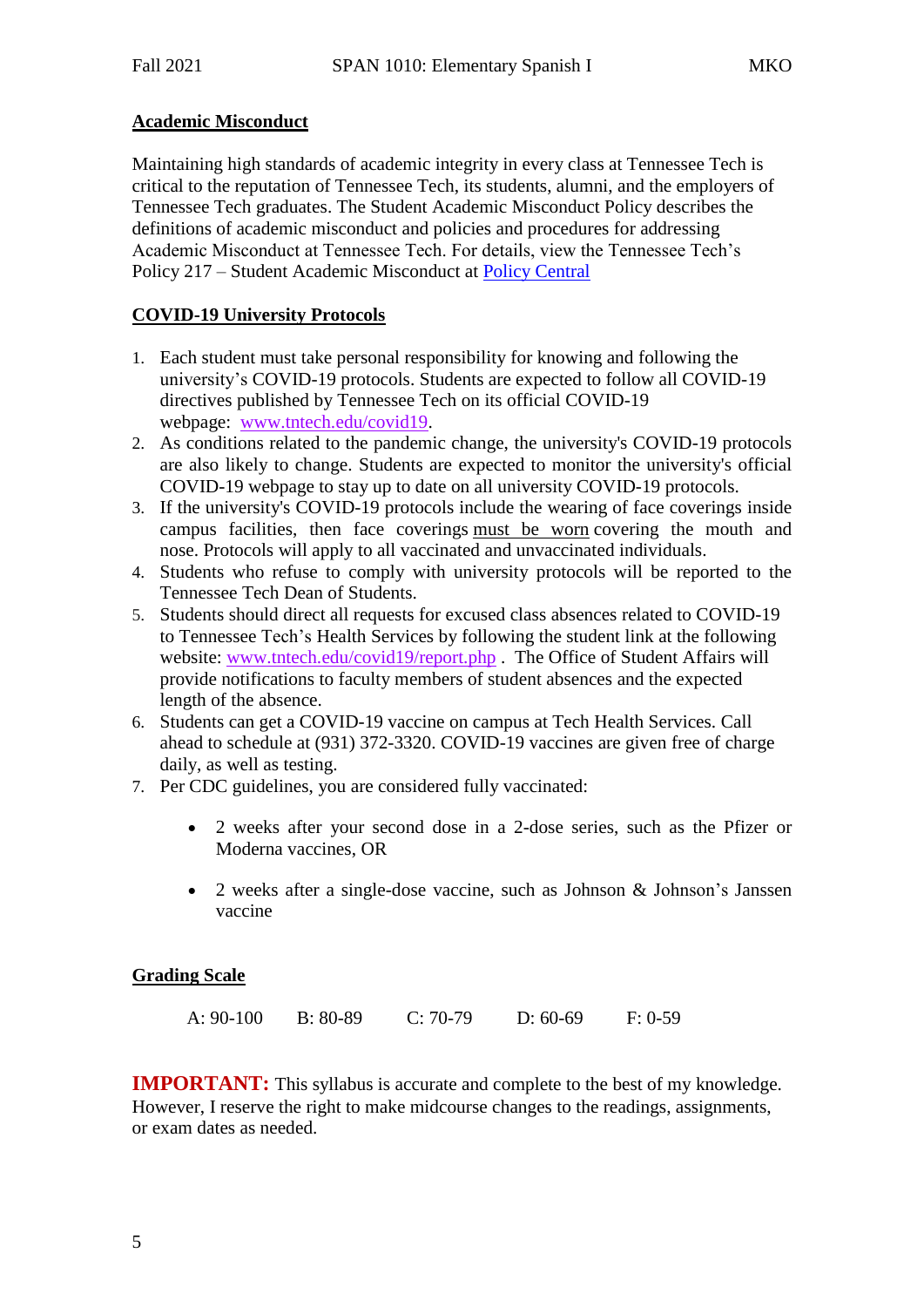## Academic Misconduct

Maintaining high standards of academic integrity in every class at Tennessee Tech is critical to the reputation of Tennessee Tech, its students, alumni, and the employers of Tennessee Tech graduates. The Student Academic Misconduct Policy describes the definitions of academic misconduct and policies and procedures for addressing Academic Misconduct at Tennessee Tech. For details, view the Tennessee Tech's Policy 217 – Student Academic Misconduct at Policy Central

## COVID-19 University Protocols

1. Each student must take personal responsibility for knowing and following the university's COVID-19 protocols. Students are expected to follow all COVID-19 directives published by Tennessee Tech on its official COVID-19 webpage: www.tntech.edu/covid19.
2. As conditions related to the pandemic change, the university's COVID-19 protocols are also likely to change. Students are expected to monitor the university's official COVID-19 webpage to stay up to date on all university COVID-19 protocols.
3. If the university's COVID-19 protocols include the wearing of face coverings inside campus facilities, then face coverings must be worn covering the mouth and nose. Protocols will apply to all vaccinated and unvaccinated individuals.
4. Students who refuse to comply with university protocols will be reported to the Tennessee Tech Dean of Students.
5. Students should direct all requests for excused class absences related to COVID-19 to Tennessee Tech's Health Services by following the student link at the following website: www.tntech.edu/covid19/report.php . The Office of Student Affairs will provide notifications to faculty members of student absences and the expected length of the absence.
6. Students can get a COVID-19 vaccine on campus at Tech Health Services. Call ahead to schedule at (931) 372-3320. COVID-19 vaccines are given free of charge daily, as well as testing.
7. Per CDC guidelines, you are considered fully vaccinated:
   - 2 weeks after your second dose in a 2-dose series, such as the Pfizer or Moderna vaccines, OR
   - 2 weeks after a single-dose vaccine, such as Johnson & Johnson's Janssen vaccine

## Grading Scale

A: 90-100 B: 80-89 C: 70-79 D: 60-69 F: 0-59

**IMPORTANT:** This syllabus is accurate and complete to the best of my knowledge. However, I reserve the right to make midcourse changes to the readings, assignments, or exam dates as needed.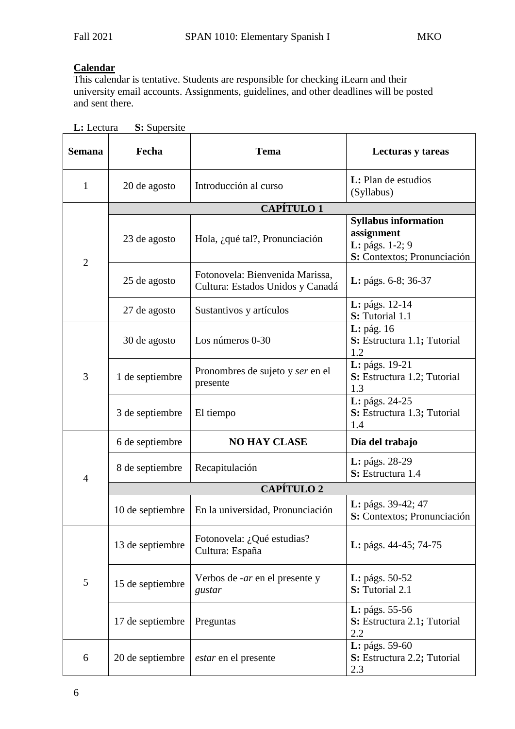**Calendar**

This calendar is tentative. Students are responsible for checking iLearn and their university email accounts. Assignments, guidelines, and other deadlines will be posted and sent there.

**L:** Lectura **S:** Supersite

| Semana | Fecha | Tema | Lecturas y tareas |
|---|---|---|---|
| 1 | 20 de agosto | Introducción al curso | **L:** Plan de estudios (Syllabus) |
| | | **CAPÍTULO 1** | |
| 2 | 23 de agosto | Hola, ¿qué tal?, Pronunciación | **Syllabus information assignment**<br>**L:** págs. 1-2; 9<br>**S:** Contextos; Pronunciación |
| | 25 de agosto | Fotonovela: Bienvenida Marissa, Cultura: Estados Unidos y Canadá | **L:** págs. 6-8; 36-37 |
| | 27 de agosto | Sustantivos y artículos | **L:** págs. 12-14<br>**S:** Tutorial 1.1 |
| 3 | 30 de agosto | Los números 0-30 | **L:** pág. 16<br>**S:** Estructura 1.1**;** Tutorial 1.2 |
| | 1 de septiembre | Pronombres de sujeto y *ser* en el presente | **L:** págs. 19-21<br>**S:** Estructura 1.2; Tutorial 1.3 |
| | 3 de septiembre | El tiempo | **L:** págs. 24-25<br>**S:** Estructura 1.3**;** Tutorial 1.4 |
| 4 | 6 de septiembre | **NO HAY CLASE** | **Día del trabajo** |
| | 8 de septiembre | Recapitulación | **L:** págs. 28-29<br>**S:** Estructura 1.4 |
| | | **CAPÍTULO 2** | |
| | 10 de septiembre | En la universidad, Pronunciación | **L:** págs. 39-42; 47<br>**S:** Contextos; Pronunciación |
| 5 | 13 de septiembre | Fotonovela: ¿Qué estudias? Cultura: España | **L:** págs. 44-45; 74-75 |
| | 15 de septiembre | Verbos de *-ar* en el presente y *gustar* | **L:** págs. 50-52<br>**S:** Tutorial 2.1 |
| | 17 de septiembre | Preguntas | **L:** págs. 55-56<br>**S:** Estructura 2.1**;** Tutorial 2.2 |
| 6 | 20 de septiembre | *estar* en el presente | **L:** págs. 59-60<br>**S:** Estructura 2.2**;** Tutorial 2.3 |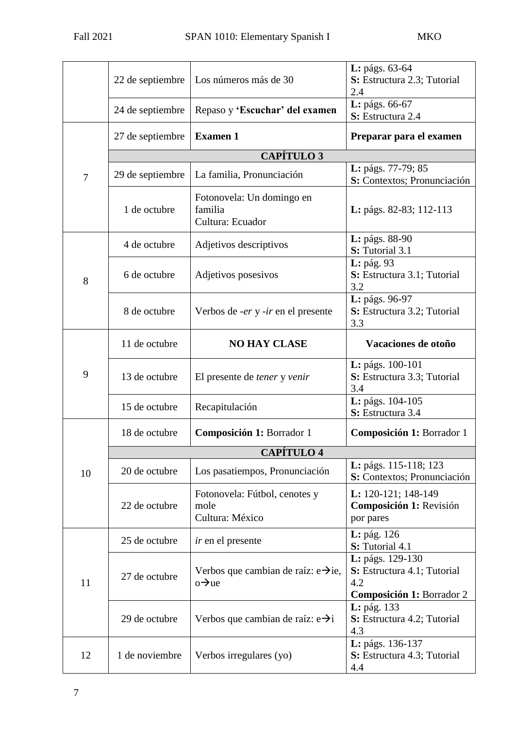| | | | |
|---|---|---|---|
| | 22 de septiembre | Los números más de 30 | **L:** págs. 63-64<br>**S:** Estructura 2.3; Tutorial 2.4 |
| | 24 de septiembre | Repaso y **'Escuchar' del examen** | **L:** págs. 66-67<br>**S:** Estructura 2.4 |
| 7 | 27 de septiembre | **Examen 1** | **Preparar para el examen** |
| | | **CAPÍTULO 3** | |
| | 29 de septiembre | La familia, Pronunciación | **L:** págs. 77-79; 85<br>**S:** Contextos; Pronunciación |
| | 1 de octubre | Fotonovela: Un domingo en familia<br>Cultura: Ecuador | **L:** págs. 82-83; 112-113 |
| 8 | 4 de octubre | Adjetivos descriptivos | **L:** págs. 88-90<br>**S:** Tutorial 3.1 |
| | 6 de octubre | Adjetivos posesivos | **L:** pág. 93<br>**S:** Estructura 3.1; Tutorial 3.2 |
| | 8 de octubre | Verbos de *-er* y *-ir* en el presente | **L:** págs. 96-97<br>**S:** Estructura 3.2; Tutorial 3.3 |
| 9 | 11 de octubre | **NO HAY CLASE** | **Vacaciones de otoño** |
| | 13 de octubre | El presente de *tener* y *venir* | **L:** págs. 100-101<br>**S:** Estructura 3.3; Tutorial 3.4 |
| | 15 de octubre | Recapitulación | **L:** págs. 104-105<br>**S:** Estructura 3.4 |
| 10 | 18 de octubre | **Composición 1:** Borrador 1 | **Composición 1:** Borrador 1 |
| | | **CAPÍTULO 4** | |
| | 20 de octubre | Los pasatiempos, Pronunciación | **L:** págs. 115-118; 123<br>**S:** Contextos; Pronunciación |
| | 22 de octubre | Fotonovela: Fútbol, cenotes y mole<br>Cultura: México | **L:** 120-121; 148-149<br>**Composición 1:** Revisión por pares |
| 11 | 25 de octubre | *ir* en el presente | **L:** pág. 126<br>**S:** Tutorial 4.1 |
| | 27 de octubre | Verbos que cambian de raíz: e→ie, o→ue | **L:** págs. 129-130<br>**S:** Estructura 4.1; Tutorial 4.2<br>**Composición 1:** Borrador 2 |
| | 29 de octubre | Verbos que cambian de raíz: e→i | **L:** pág. 133<br>**S:** Estructura 4.2; Tutorial 4.3 |
| 12 | 1 de noviembre | Verbos irregulares (yo) | **L:** págs. 136-137<br>**S:** Estructura 4.3; Tutorial 4.4 |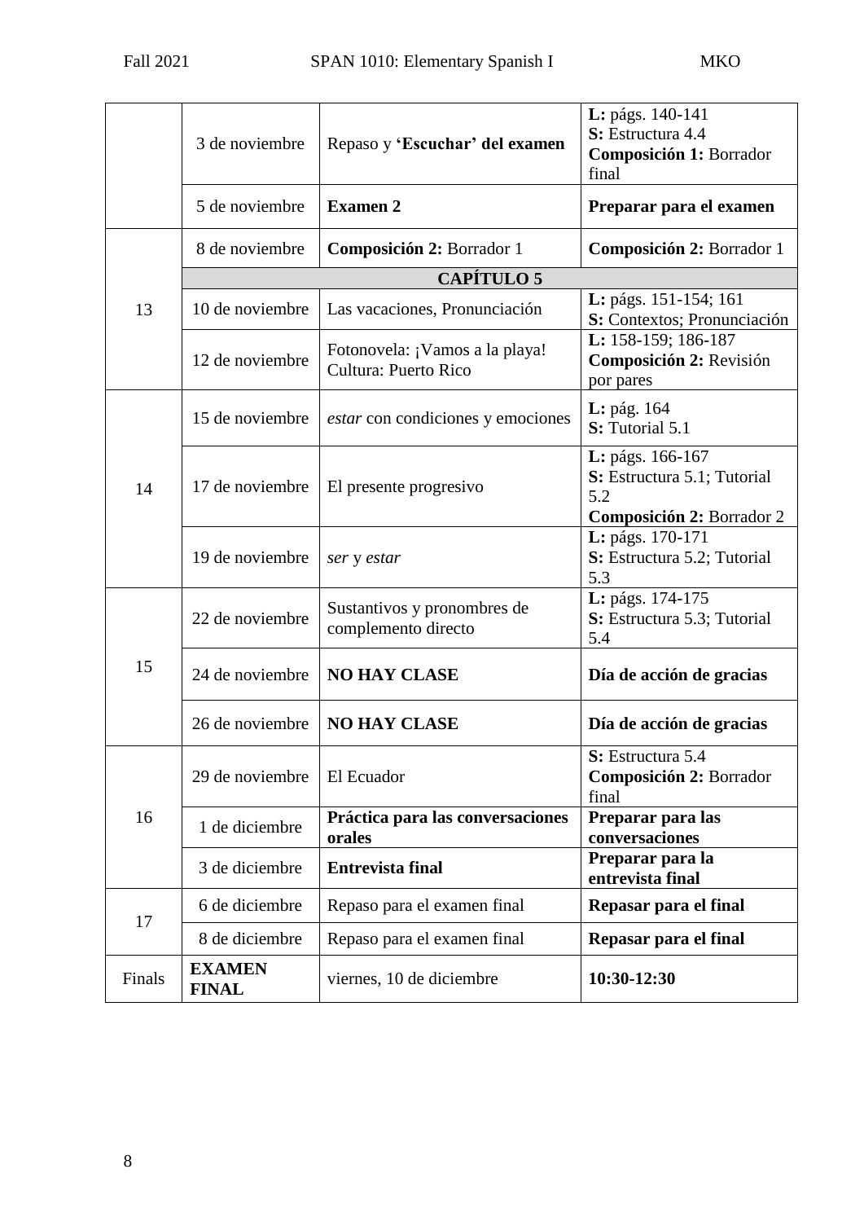| | | | |
|---|---|---|---|
| | 3 de noviembre | Repaso y **'Escuchar' del examen** | **L:** págs. 140-141<br>**S:** Estructura 4.4<br>**Composición 1:** Borrador final |
| | 5 de noviembre | **Examen 2** | **Preparar para el examen** |
| 13 | 8 de noviembre | **Composición 2:** Borrador 1 | **Composición 2:** Borrador 1 |
| | **CAPÍTULO 5** | | |
| | 10 de noviembre | Las vacaciones, Pronunciación | **L:** págs. 151-154; 161<br>**S:** Contextos; Pronunciación |
| | 12 de noviembre | Fotonovela: ¡Vamos a la playa!<br>Cultura: Puerto Rico | **L:** 158-159; 186-187<br>**Composición 2:** Revisión por pares |
| 14 | 15 de noviembre | *estar* con condiciones y emociones | **L:** pág. 164<br>**S:** Tutorial 5.1 |
| | 17 de noviembre | El presente progresivo | **L:** págs. 166-167<br>**S:** Estructura 5.1; Tutorial 5.2<br>**Composición 2:** Borrador 2 |
| | 19 de noviembre | *ser* y *estar* | **L:** págs. 170-171<br>**S:** Estructura 5.2; Tutorial 5.3 |
| 15 | 22 de noviembre | Sustantivos y pronombres de complemento directo | **L:** págs. 174-175<br>**S:** Estructura 5.3; Tutorial 5.4 |
| | 24 de noviembre | **NO HAY CLASE** | **Día de acción de gracias** |
| | 26 de noviembre | **NO HAY CLASE** | **Día de acción de gracias** |
| 16 | 29 de noviembre | El Ecuador | **S:** Estructura 5.4<br>**Composición 2:** Borrador final |
| | 1 de diciembre | **Práctica para las conversaciones orales** | **Preparar para las conversaciones** |
| | 3 de diciembre | **Entrevista final** | **Preparar para la entrevista final** |
| 17 | 6 de diciembre | Repaso para el examen final | **Repasar para el final** |
| | 8 de diciembre | Repaso para el examen final | **Repasar para el final** |
| Finals | **EXAMEN FINAL** | viernes, 10 de diciembre | **10:30-12:30** |